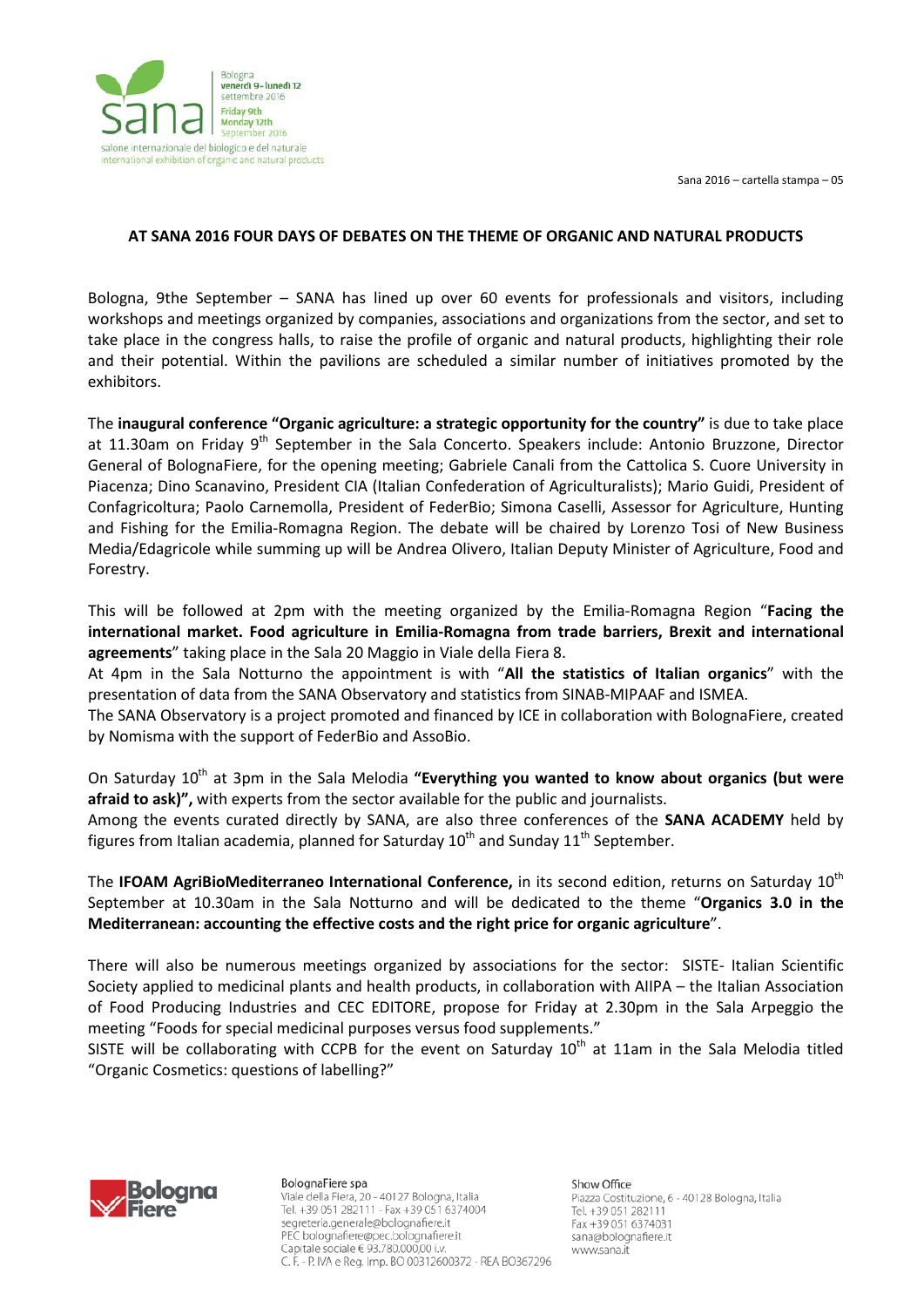Sana 2016 – cartella stampa – 05

## AT SANA 2016 FOUR DAYS OF DEBATES ON THE THEME OF ORGANIC AND NATURAL PRODUCTS

Bologna, 9the September – SANA has lined up over 60 events for professionals and visitors, including workshops and meetings organized by companies, associations and organizations from the sector, and set to take place in the congress halls, to raise the profile of organic and natural products, highlighting their role and their potential. Within the pavilions are scheduled a similar number of initiatives promoted by the exhibitors.

The **inaugural conference "Organic agriculture: a strategic opportunity for the country"** is due to take place at 11.30am on Friday 9th September in the Sala Concerto. Speakers include: Antonio Bruzzone, Director General of BolognaFiere, for the opening meeting; Gabriele Canali from the Cattolica S. Cuore University in Piacenza; Dino Scanavino, President CIA (Italian Confederation of Agriculturalists); Mario Guidi, President of Confagricoltura; Paolo Carnemolla, President of FederBio; Simona Caselli, Assessor for Agriculture, Hunting and Fishing for the Emilia-Romagna Region. The debate will be chaired by Lorenzo Tosi of New Business Media/Edagricole while summing up will be Andrea Olivero, Italian Deputy Minister of Agriculture, Food and Forestry.

This will be followed at 2pm with the meeting organized by the Emilia-Romagna Region "**Facing the international market. Food agriculture in Emilia-Romagna from trade barriers, Brexit and international agreements**" taking place in the Sala 20 Maggio in Viale della Fiera 8.
At 4pm in the Sala Notturno the appointment is with "**All the statistics of Italian organics**" with the presentation of data from the SANA Observatory and statistics from SINAB-MIPAAF and ISMEA.
The SANA Observatory is a project promoted and financed by ICE in collaboration with BolognaFiere, created by Nomisma with the support of FederBio and AssoBio.

On Saturday 10th at 3pm in the Sala Melodia **"Everything you wanted to know about organics (but were afraid to ask)",** with experts from the sector available for the public and journalists.
Among the events curated directly by SANA, are also three conferences of the **SANA ACADEMY** held by figures from Italian academia, planned for Saturday 10th and Sunday 11th September.

The **IFOAM AgriBioMediterraneo International Conference,** in its second edition, returns on Saturday 10th September at 10.30am in the Sala Notturno and will be dedicated to the theme "**Organics 3.0 in the Mediterranean: accounting the effective costs and the right price for organic agriculture**".

There will also be numerous meetings organized by associations for the sector: SISTE- Italian Scientific Society applied to medicinal plants and health products, in collaboration with AIIPA – the Italian Association of Food Producing Industries and CEC EDITORE, propose for Friday at 2.30pm in the Sala Arpeggio the meeting "Foods for special medicinal purposes versus food supplements."
SISTE will be collaborating with CCPB for the event on Saturday 10th at 11am in the Sala Melodia titled "Organic Cosmetics: questions of labelling?"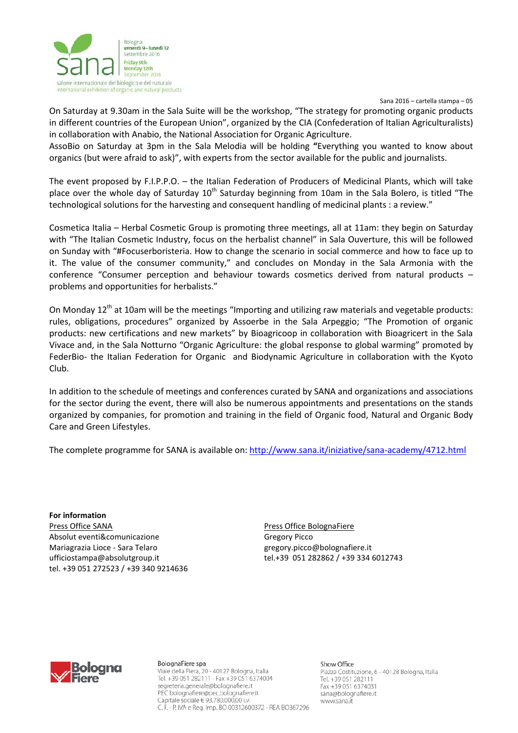On Saturday at 9.30am in the Sala Suite will be the workshop, "The strategy for promoting organic products in different countries of the European Union", organized by the CIA (Confederation of Italian Agriculturalists) in collaboration with Anabio, the National Association for Organic Agriculture.
AssoBio on Saturday at 3pm in the Sala Melodia will be holding **"**Everything you wanted to know about organics (but were afraid to ask)", with experts from the sector available for the public and journalists.

The event proposed by F.I.P.P.O. – the Italian Federation of Producers of Medicinal Plants, which will take place over the whole day of Saturday 10th Saturday beginning from 10am in the Sala Bolero, is titled "The technological solutions for the harvesting and consequent handling of medicinal plants : a review."

Cosmetica Italia – Herbal Cosmetic Group is promoting three meetings, all at 11am: they begin on Saturday with "The Italian Cosmetic Industry, focus on the herbalist channel" in Sala Ouverture, this will be followed on Sunday with "#Focuserboristeria. How to change the scenario in social commerce and how to face up to it. The value of the consumer community," and concludes on Monday in the Sala Armonia with the conference "Consumer perception and behaviour towards cosmetics derived from natural products – problems and opportunities for herbalists."

On Monday 12th at 10am will be the meetings "Importing and utilizing raw materials and vegetable products: rules, obligations, procedures" organized by Assoerbe in the Sala Arpeggio; "The Promotion of organic products: new certifications and new markets" by Bioagricoop in collaboration with Bioagricert in the Sala Vivace and, in the Sala Notturno "Organic Agriculture: the global response to global warming" promoted by FederBio- the Italian Federation for Organic and Biodynamic Agriculture in collaboration with the Kyoto Club.

In addition to the schedule of meetings and conferences curated by SANA and organizations and associations for the sector during the event, there will also be numerous appointments and presentations on the stands organized by companies, for promotion and training in the field of Organic food, Natural and Organic Body Care and Green Lifestyles.

The complete programme for SANA is available on: http://www.sana.it/iniziative/sana-academy/4712.html

**For information**

Press Office SANA
Absolut eventi&comunicazione
Mariagrazia Lioce - Sara Telaro
ufficiostampa@absolutgroup.it
tel. +39 051 272523 / +39 340 9214636

Press Office BolognaFiere
Gregory Picco
gregory.picco@bolognafiere.it
tel.+39 051 282862 / +39 334 6012743